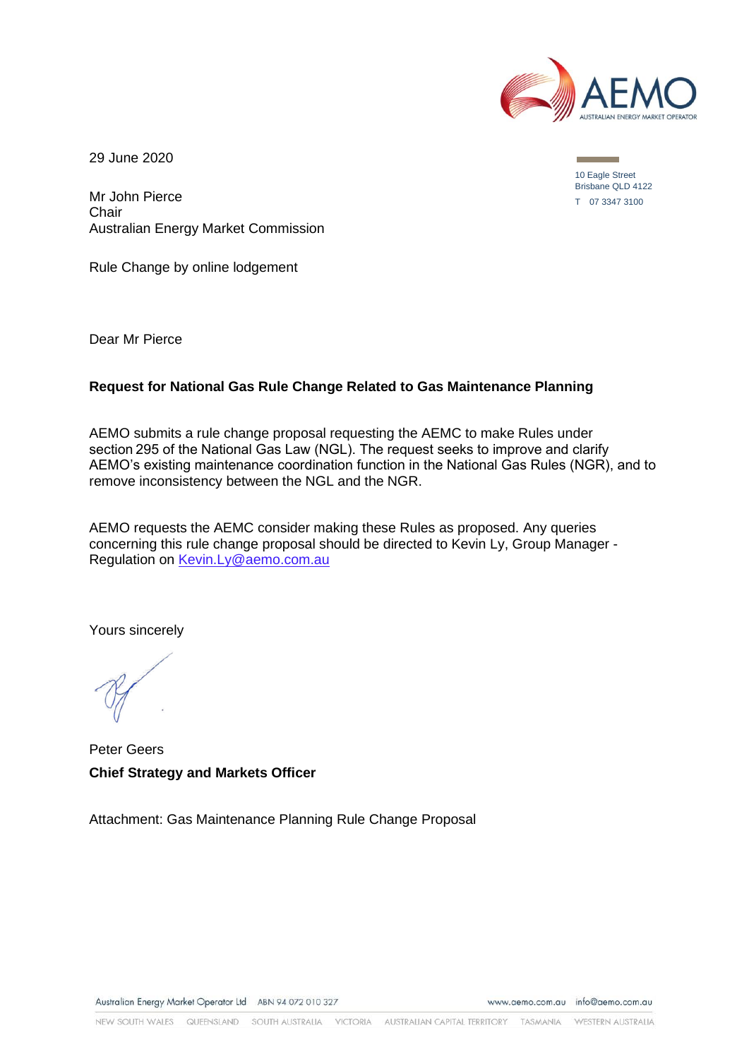29 June 2020

10 Eagle Street
Brisbane QLD 4122
T 07 3347 3100

Mr John Pierce
Chair
Australian Energy Market Commission

Rule Change by online lodgement

Dear Mr Pierce

**Request for National Gas Rule Change Related to Gas Maintenance Planning**

AEMO submits a rule change proposal requesting the AEMC to make Rules under section 295 of the National Gas Law (NGL). The request seeks to improve and clarify AEMO's existing maintenance coordination function in the National Gas Rules (NGR), and to remove inconsistency between the NGL and the NGR.

AEMO requests the AEMC consider making these Rules as proposed. Any queries concerning this rule change proposal should be directed to Kevin Ly, Group Manager - Regulation on [Kevin.Ly@aemo.com.au](mailto:Kevin.Ly@aemo.com.au)

Yours sincerely

Peter Geers
**Chief Strategy and Markets Officer**

Attachment: Gas Maintenance Planning Rule Change Proposal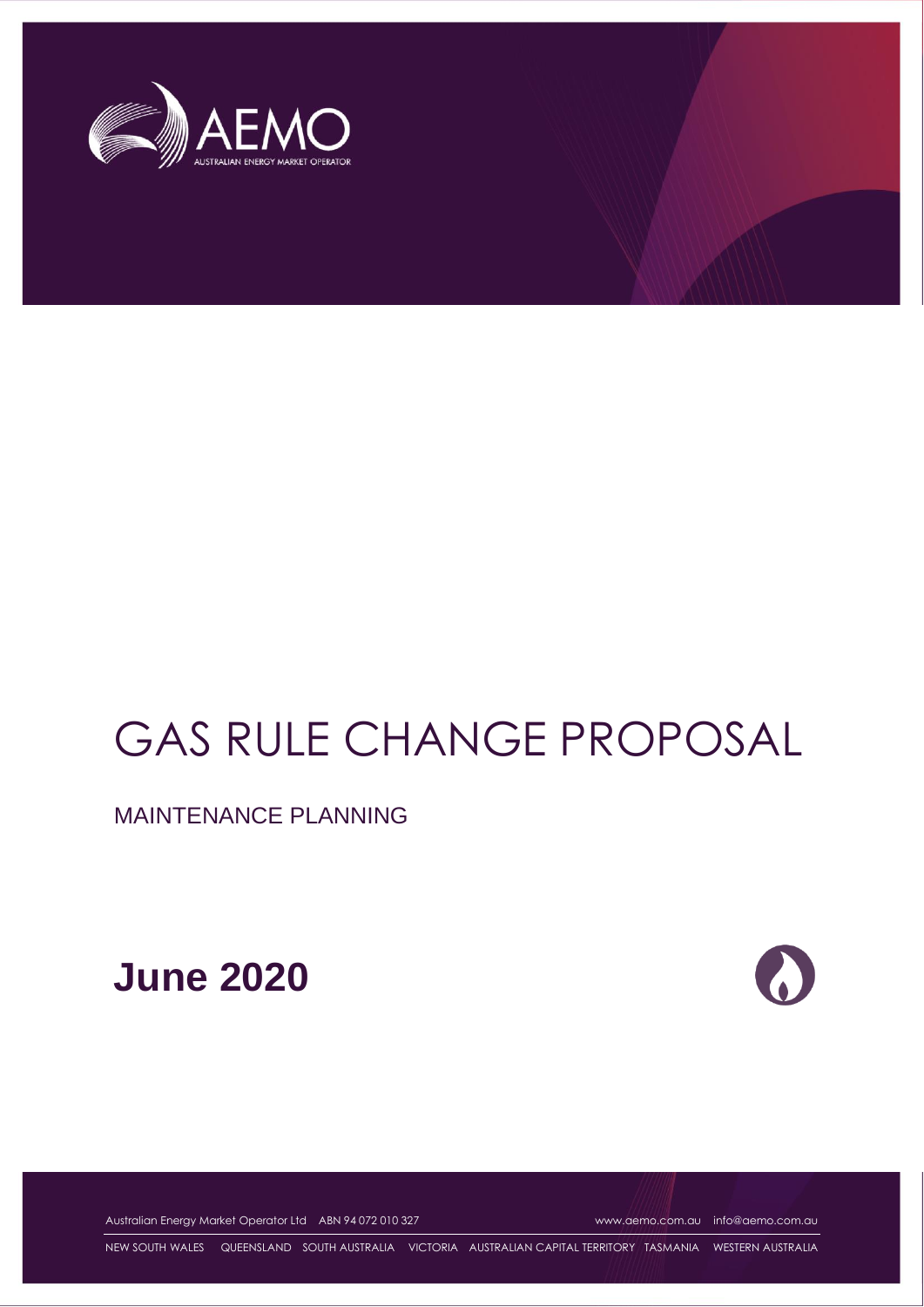# GAS RULE CHANGE PROPOSAL

MAINTENANCE PLANNING

**June 2020**

Australian Energy Market Operator Ltd ABN 94 072 010 327 www.aemo.com.au info@aemo.com.au

NEW SOUTH WALES QUEENSLAND SOUTH AUSTRALIA VICTORIA AUSTRALIAN CAPITAL TERRITORY TASMANIA WESTERN AUSTRALIA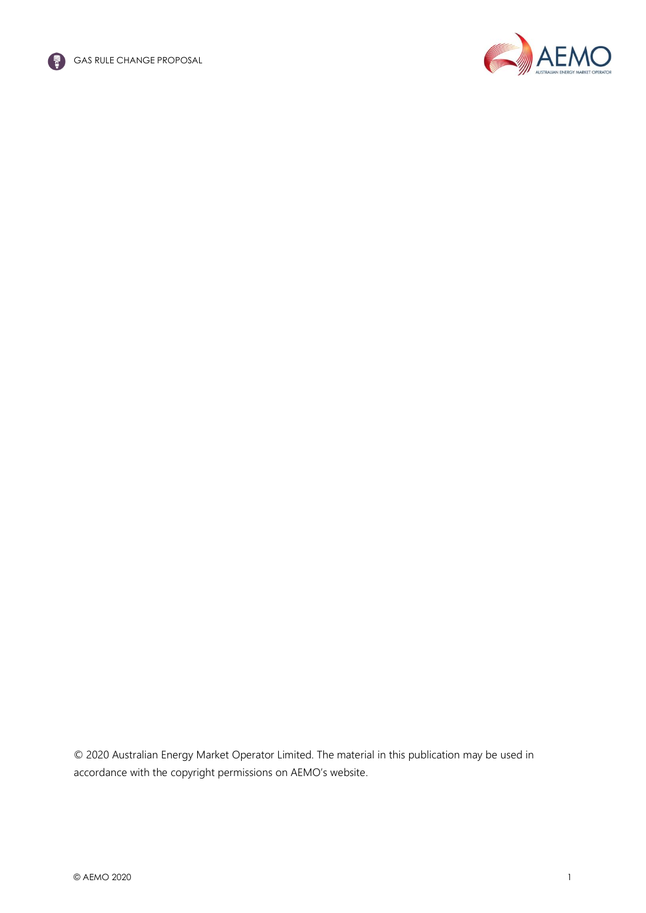© 2020 Australian Energy Market Operator Limited. The material in this publication may be used in accordance with the copyright permissions on AEMO's website.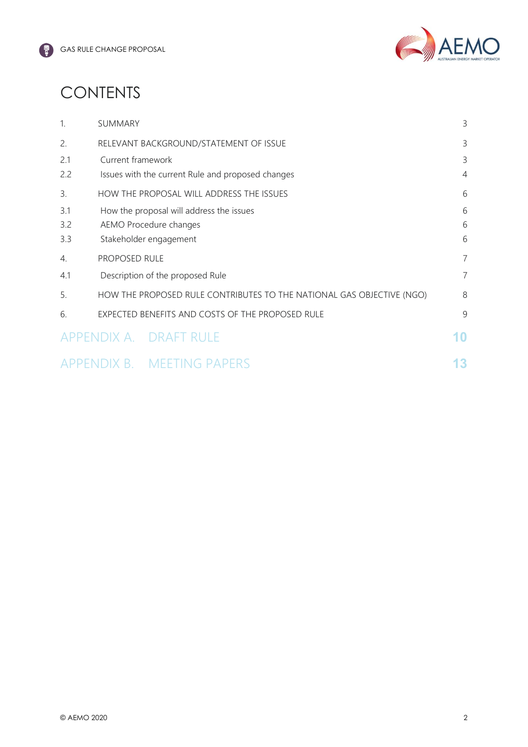# CONTENTS

| | | |
|---|---|---|
| 1. | SUMMARY | 3 |
| 2. | RELEVANT BACKGROUND/STATEMENT OF ISSUE | 3 |
| 2.1 | Current framework | 3 |
| 2.2 | Issues with the current Rule and proposed changes | 4 |
| 3. | HOW THE PROPOSAL WILL ADDRESS THE ISSUES | 6 |
| 3.1 | How the proposal will address the issues | 6 |
| 3.2 | AEMO Procedure changes | 6 |
| 3.3 | Stakeholder engagement | 6 |
| 4. | PROPOSED RULE | 7 |
| 4.1 | Description of the proposed Rule | 7 |
| 5. | HOW THE PROPOSED RULE CONTRIBUTES TO THE NATIONAL GAS OBJECTIVE (NGO) | 8 |
| 6. | EXPECTED BENEFITS AND COSTS OF THE PROPOSED RULE | 9 |
| APPENDIX A. | DRAFT RULE | 10 |
| APPENDIX B. | MEETING PAPERS | 13 |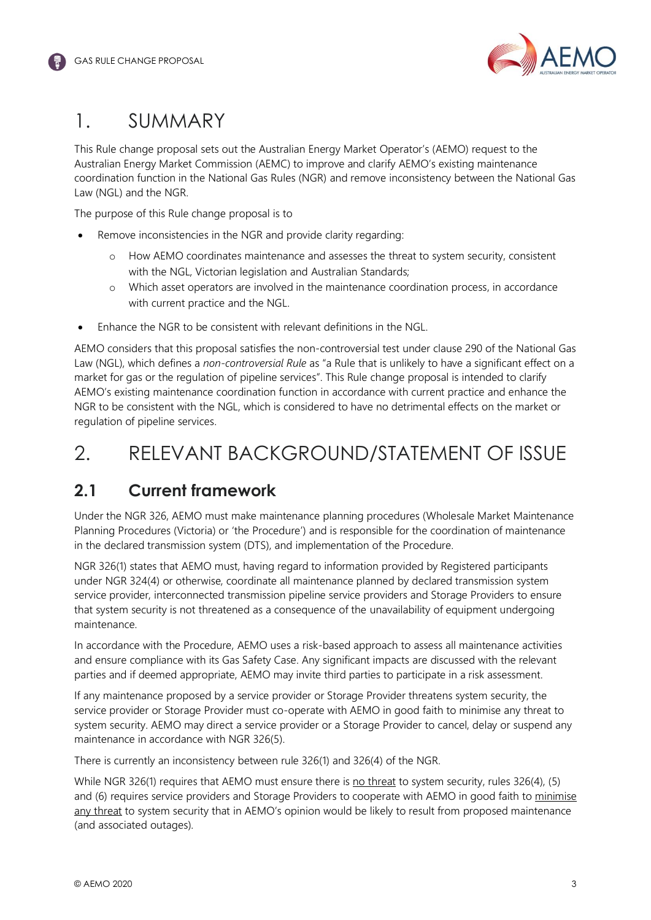# 1. SUMMARY

This Rule change proposal sets out the Australian Energy Market Operator's (AEMO) request to the Australian Energy Market Commission (AEMC) to improve and clarify AEMO's existing maintenance coordination function in the National Gas Rules (NGR) and remove inconsistency between the National Gas Law (NGL) and the NGR.

The purpose of this Rule change proposal is to

- Remove inconsistencies in the NGR and provide clarity regarding:
  - How AEMO coordinates maintenance and assesses the threat to system security, consistent with the NGL, Victorian legislation and Australian Standards;
  - Which asset operators are involved in the maintenance coordination process, in accordance with current practice and the NGL.
- Enhance the NGR to be consistent with relevant definitions in the NGL.

AEMO considers that this proposal satisfies the non-controversial test under clause 290 of the National Gas Law (NGL), which defines a *non-controversial Rule* as "a Rule that is unlikely to have a significant effect on a market for gas or the regulation of pipeline services". This Rule change proposal is intended to clarify AEMO's existing maintenance coordination function in accordance with current practice and enhance the NGR to be consistent with the NGL, which is considered to have no detrimental effects on the market or regulation of pipeline services.

# 2. RELEVANT BACKGROUND/STATEMENT OF ISSUE

## 2.1 Current framework

Under the NGR 326, AEMO must make maintenance planning procedures (Wholesale Market Maintenance Planning Procedures (Victoria) or 'the Procedure') and is responsible for the coordination of maintenance in the declared transmission system (DTS), and implementation of the Procedure.

NGR 326(1) states that AEMO must, having regard to information provided by Registered participants under NGR 324(4) or otherwise, coordinate all maintenance planned by declared transmission system service provider, interconnected transmission pipeline service providers and Storage Providers to ensure that system security is not threatened as a consequence of the unavailability of equipment undergoing maintenance.

In accordance with the Procedure, AEMO uses a risk-based approach to assess all maintenance activities and ensure compliance with its Gas Safety Case. Any significant impacts are discussed with the relevant parties and if deemed appropriate, AEMO may invite third parties to participate in a risk assessment.

If any maintenance proposed by a service provider or Storage Provider threatens system security, the service provider or Storage Provider must co-operate with AEMO in good faith to minimise any threat to system security. AEMO may direct a service provider or a Storage Provider to cancel, delay or suspend any maintenance in accordance with NGR 326(5).

There is currently an inconsistency between rule 326(1) and 326(4) of the NGR.

While NGR 326(1) requires that AEMO must ensure there is no threat to system security, rules 326(4), (5) and (6) requires service providers and Storage Providers to cooperate with AEMO in good faith to minimise any threat to system security that in AEMO's opinion would be likely to result from proposed maintenance (and associated outages).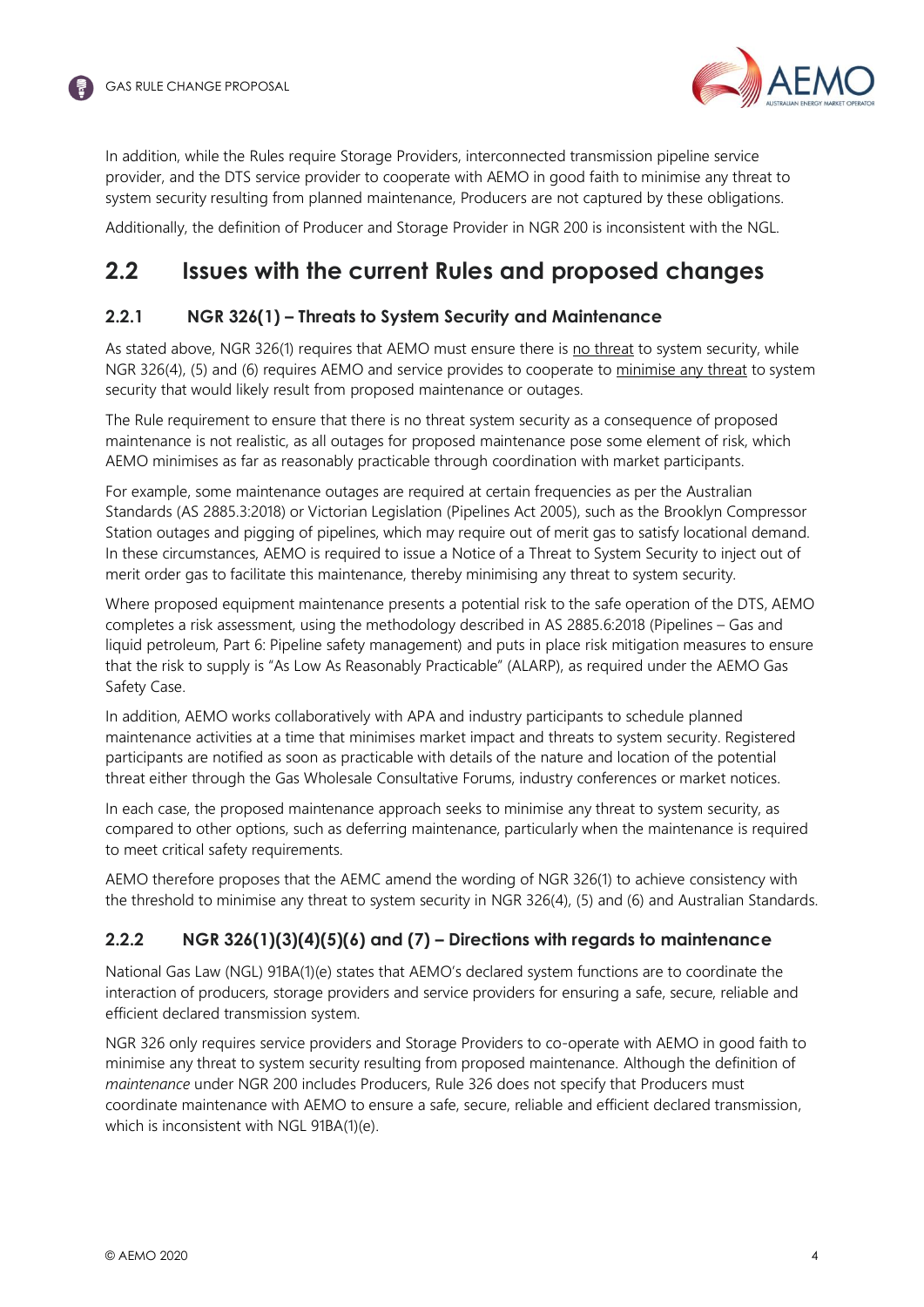In addition, while the Rules require Storage Providers, interconnected transmission pipeline service provider, and the DTS service provider to cooperate with AEMO in good faith to minimise any threat to system security resulting from planned maintenance, Producers are not captured by these obligations.

Additionally, the definition of Producer and Storage Provider in NGR 200 is inconsistent with the NGL.

## 2.2 Issues with the current Rules and proposed changes

### 2.2.1 NGR 326(1) – Threats to System Security and Maintenance

As stated above, NGR 326(1) requires that AEMO must ensure there is no threat to system security, while NGR 326(4), (5) and (6) requires AEMO and service provides to cooperate to minimise any threat to system security that would likely result from proposed maintenance or outages.

The Rule requirement to ensure that there is no threat system security as a consequence of proposed maintenance is not realistic, as all outages for proposed maintenance pose some element of risk, which AEMO minimises as far as reasonably practicable through coordination with market participants.

For example, some maintenance outages are required at certain frequencies as per the Australian Standards (AS 2885.3:2018) or Victorian Legislation (Pipelines Act 2005), such as the Brooklyn Compressor Station outages and pigging of pipelines, which may require out of merit gas to satisfy locational demand. In these circumstances, AEMO is required to issue a Notice of a Threat to System Security to inject out of merit order gas to facilitate this maintenance, thereby minimising any threat to system security.

Where proposed equipment maintenance presents a potential risk to the safe operation of the DTS, AEMO completes a risk assessment, using the methodology described in AS 2885.6:2018 (Pipelines – Gas and liquid petroleum, Part 6: Pipeline safety management) and puts in place risk mitigation measures to ensure that the risk to supply is "As Low As Reasonably Practicable" (ALARP), as required under the AEMO Gas Safety Case.

In addition, AEMO works collaboratively with APA and industry participants to schedule planned maintenance activities at a time that minimises market impact and threats to system security. Registered participants are notified as soon as practicable with details of the nature and location of the potential threat either through the Gas Wholesale Consultative Forums, industry conferences or market notices.

In each case, the proposed maintenance approach seeks to minimise any threat to system security, as compared to other options, such as deferring maintenance, particularly when the maintenance is required to meet critical safety requirements.

AEMO therefore proposes that the AEMC amend the wording of NGR 326(1) to achieve consistency with the threshold to minimise any threat to system security in NGR 326(4), (5) and (6) and Australian Standards.

### 2.2.2 NGR 326(1)(3)(4)(5)(6) and (7) – Directions with regards to maintenance

National Gas Law (NGL) 91BA(1)(e) states that AEMO's declared system functions are to coordinate the interaction of producers, storage providers and service providers for ensuring a safe, secure, reliable and efficient declared transmission system.

NGR 326 only requires service providers and Storage Providers to co-operate with AEMO in good faith to minimise any threat to system security resulting from proposed maintenance. Although the definition of *maintenance* under NGR 200 includes Producers, Rule 326 does not specify that Producers must coordinate maintenance with AEMO to ensure a safe, secure, reliable and efficient declared transmission, which is inconsistent with NGL 91BA(1)(e).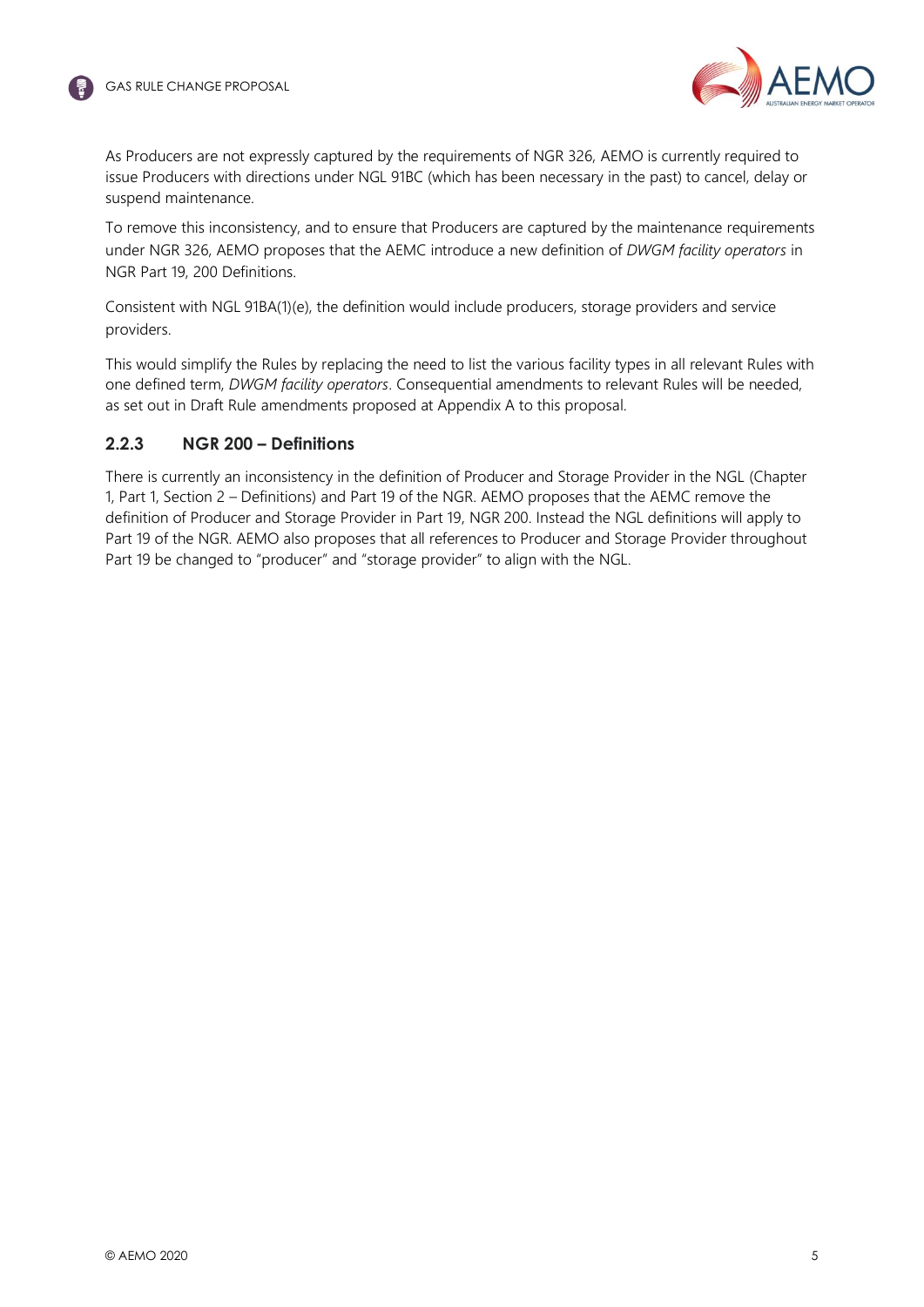As Producers are not expressly captured by the requirements of NGR 326, AEMO is currently required to issue Producers with directions under NGL 91BC (which has been necessary in the past) to cancel, delay or suspend maintenance.

To remove this inconsistency, and to ensure that Producers are captured by the maintenance requirements under NGR 326, AEMO proposes that the AEMC introduce a new definition of *DWGM facility operators* in NGR Part 19, 200 Definitions.

Consistent with NGL 91BA(1)(e), the definition would include producers, storage providers and service providers.

This would simplify the Rules by replacing the need to list the various facility types in all relevant Rules with one defined term, *DWGM facility operators*. Consequential amendments to relevant Rules will be needed, as set out in Draft Rule amendments proposed at Appendix A to this proposal.

### 2.2.3 NGR 200 – Definitions

There is currently an inconsistency in the definition of Producer and Storage Provider in the NGL (Chapter 1, Part 1, Section 2 – Definitions) and Part 19 of the NGR. AEMO proposes that the AEMC remove the definition of Producer and Storage Provider in Part 19, NGR 200. Instead the NGL definitions will apply to Part 19 of the NGR. AEMO also proposes that all references to Producer and Storage Provider throughout Part 19 be changed to "producer" and "storage provider" to align with the NGL.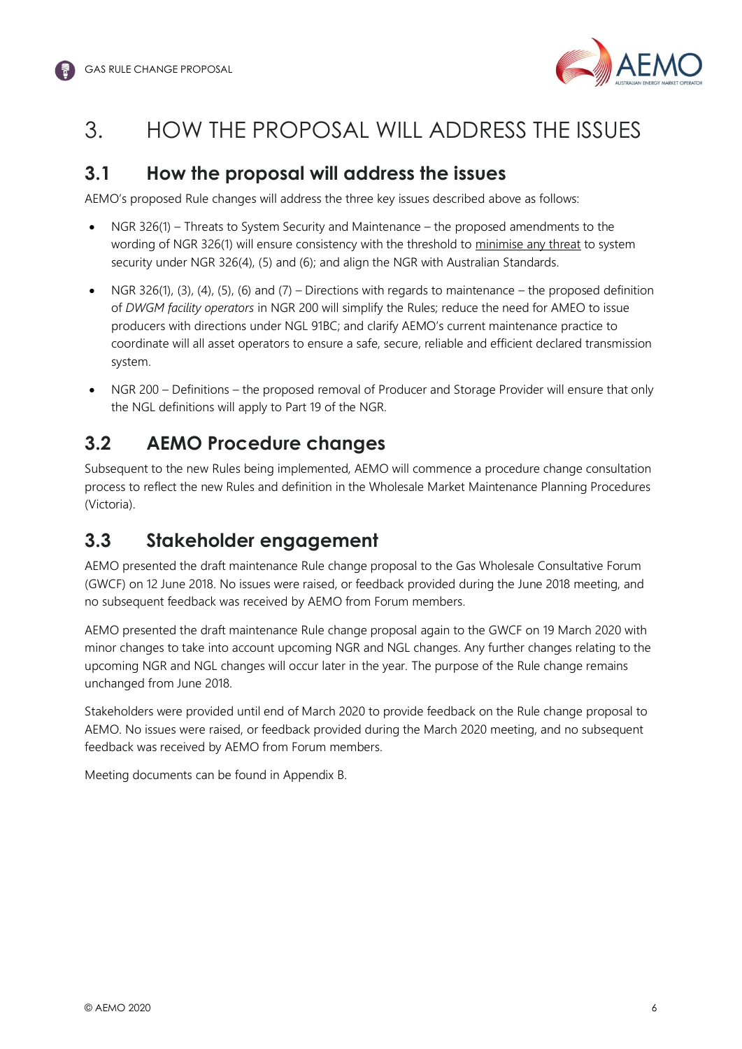# 3. HOW THE PROPOSAL WILL ADDRESS THE ISSUES

## 3.1 How the proposal will address the issues

AEMO's proposed Rule changes will address the three key issues described above as follows:

- NGR 326(1) – Threats to System Security and Maintenance – the proposed amendments to the wording of NGR 326(1) will ensure consistency with the threshold to minimise any threat to system security under NGR 326(4), (5) and (6); and align the NGR with Australian Standards.
- NGR 326(1), (3), (4), (5), (6) and (7) – Directions with regards to maintenance – the proposed definition of *DWGM facility operators* in NGR 200 will simplify the Rules; reduce the need for AMEO to issue producers with directions under NGL 91BC; and clarify AEMO's current maintenance practice to coordinate will all asset operators to ensure a safe, secure, reliable and efficient declared transmission system.
- NGR 200 – Definitions – the proposed removal of Producer and Storage Provider will ensure that only the NGL definitions will apply to Part 19 of the NGR.

## 3.2 AEMO Procedure changes

Subsequent to the new Rules being implemented, AEMO will commence a procedure change consultation process to reflect the new Rules and definition in the Wholesale Market Maintenance Planning Procedures (Victoria).

## 3.3 Stakeholder engagement

AEMO presented the draft maintenance Rule change proposal to the Gas Wholesale Consultative Forum (GWCF) on 12 June 2018. No issues were raised, or feedback provided during the June 2018 meeting, and no subsequent feedback was received by AEMO from Forum members.

AEMO presented the draft maintenance Rule change proposal again to the GWCF on 19 March 2020 with minor changes to take into account upcoming NGR and NGL changes. Any further changes relating to the upcoming NGR and NGL changes will occur later in the year. The purpose of the Rule change remains unchanged from June 2018.

Stakeholders were provided until end of March 2020 to provide feedback on the Rule change proposal to AEMO. No issues were raised, or feedback provided during the March 2020 meeting, and no subsequent feedback was received by AEMO from Forum members.

Meeting documents can be found in Appendix B.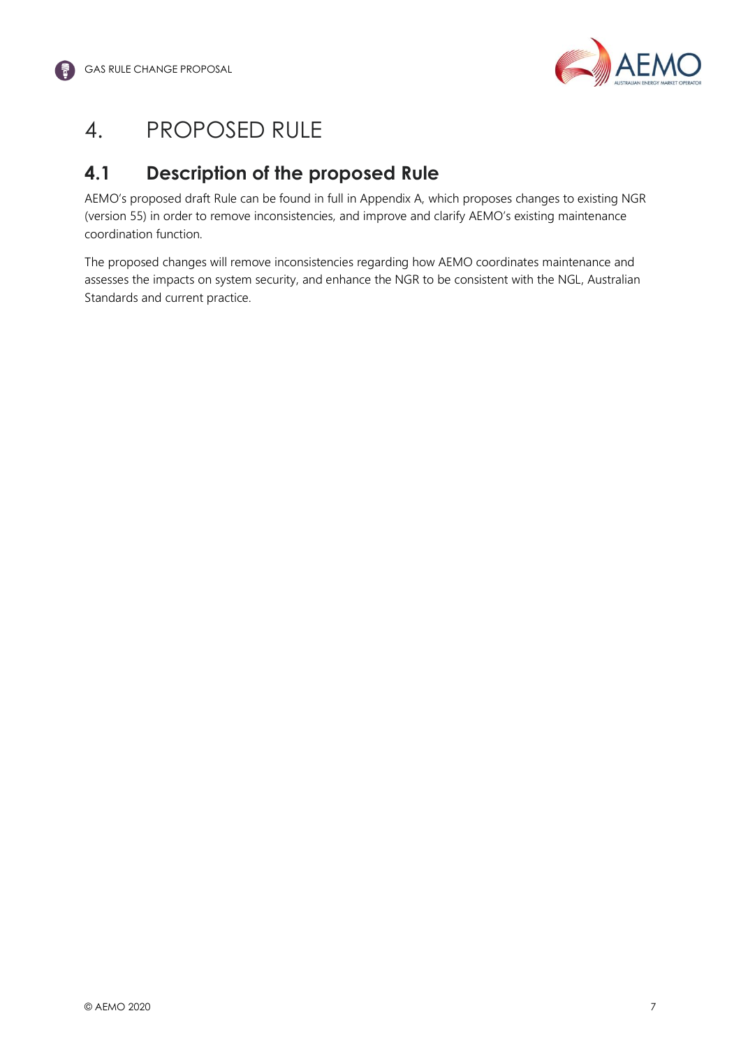# 4. PROPOSED RULE

## 4.1 Description of the proposed Rule

AEMO's proposed draft Rule can be found in full in Appendix A, which proposes changes to existing NGR (version 55) in order to remove inconsistencies, and improve and clarify AEMO's existing maintenance coordination function.

The proposed changes will remove inconsistencies regarding how AEMO coordinates maintenance and assesses the impacts on system security, and enhance the NGR to be consistent with the NGL, Australian Standards and current practice.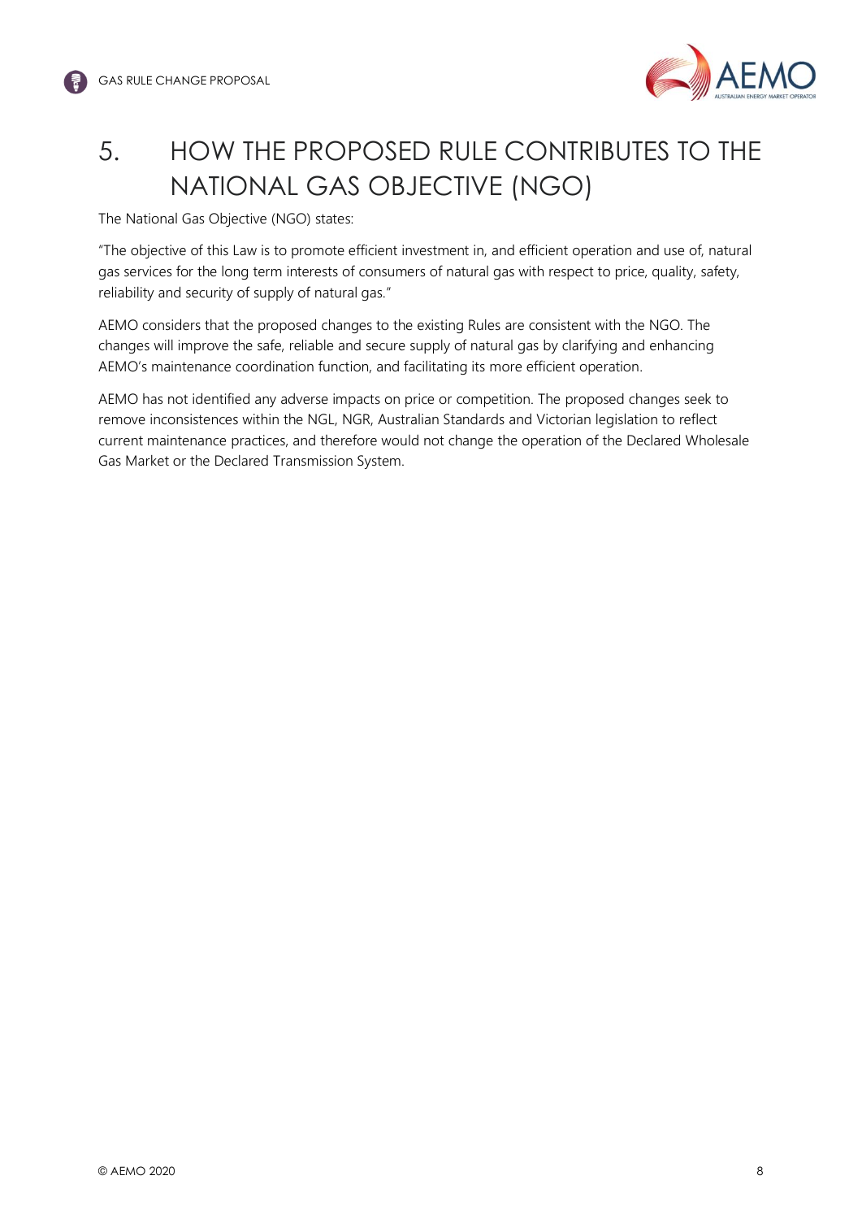# 5. HOW THE PROPOSED RULE CONTRIBUTES TO THE NATIONAL GAS OBJECTIVE (NGO)

The National Gas Objective (NGO) states:

"The objective of this Law is to promote efficient investment in, and efficient operation and use of, natural gas services for the long term interests of consumers of natural gas with respect to price, quality, safety, reliability and security of supply of natural gas."

AEMO considers that the proposed changes to the existing Rules are consistent with the NGO. The changes will improve the safe, reliable and secure supply of natural gas by clarifying and enhancing AEMO's maintenance coordination function, and facilitating its more efficient operation.

AEMO has not identified any adverse impacts on price or competition. The proposed changes seek to remove inconsistences within the NGL, NGR, Australian Standards and Victorian legislation to reflect current maintenance practices, and therefore would not change the operation of the Declared Wholesale Gas Market or the Declared Transmission System.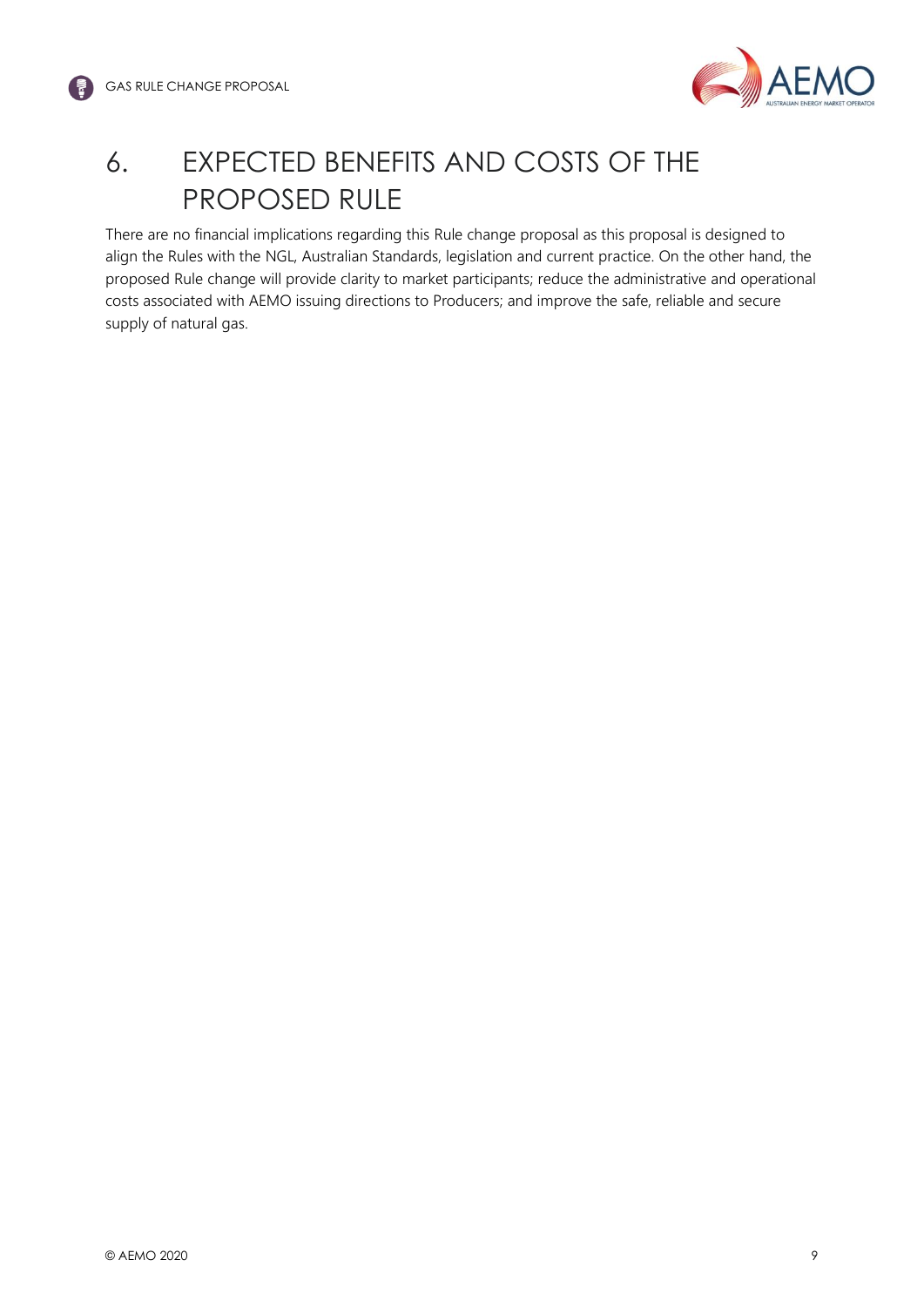# 6. EXPECTED BENEFITS AND COSTS OF THE PROPOSED RULE

There are no financial implications regarding this Rule change proposal as this proposal is designed to align the Rules with the NGL, Australian Standards, legislation and current practice. On the other hand, the proposed Rule change will provide clarity to market participants; reduce the administrative and operational costs associated with AEMO issuing directions to Producers; and improve the safe, reliable and secure supply of natural gas.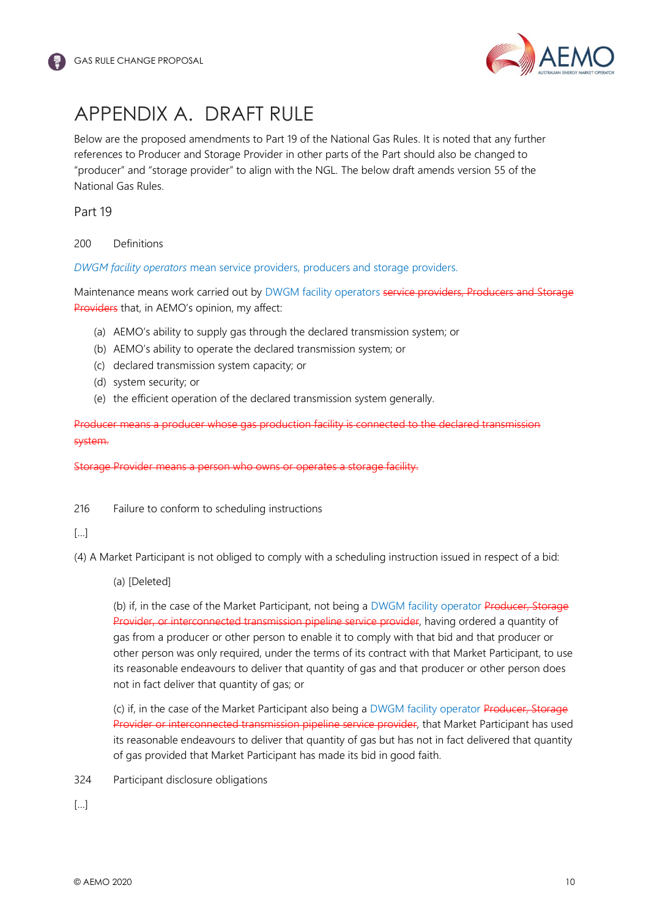# APPENDIX A. DRAFT RULE

Below are the proposed amendments to Part 19 of the National Gas Rules. It is noted that any further references to Producer and Storage Provider in other parts of the Part should also be changed to "producer" and "storage provider" to align with the NGL. The below draft amends version 55 of the National Gas Rules.

## Part 19

200 Definitions

*DWGM facility operators* mean service providers, producers and storage providers.

Maintenance means work carried out by DWGM facility operators ~~service providers, Producers and Storage Providers~~ that, in AEMO's opinion, my affect:

- (a) AEMO's ability to supply gas through the declared transmission system; or
- (b) AEMO's ability to operate the declared transmission system; or
- (c) declared transmission system capacity; or
- (d) system security; or
- (e) the efficient operation of the declared transmission system generally.

~~Producer means a producer whose gas production facility is connected to the declared transmission system.~~

~~Storage Provider means a person who owns or operates a storage facility.~~

216 Failure to conform to scheduling instructions

[...]

(4) A Market Participant is not obliged to comply with a scheduling instruction issued in respect of a bid:

(a) [Deleted]

(b) if, in the case of the Market Participant, not being a DWGM facility operator ~~Producer, Storage Provider, or interconnected transmission pipeline service provider~~, having ordered a quantity of gas from a producer or other person to enable it to comply with that bid and that producer or other person was only required, under the terms of its contract with that Market Participant, to use its reasonable endeavours to deliver that quantity of gas and that producer or other person does not in fact deliver that quantity of gas; or

(c) if, in the case of the Market Participant also being a DWGM facility operator ~~Producer, Storage Provider or interconnected transmission pipeline service provider~~, that Market Participant has used its reasonable endeavours to deliver that quantity of gas but has not in fact delivered that quantity of gas provided that Market Participant has made its bid in good faith.

324 Participant disclosure obligations

[...]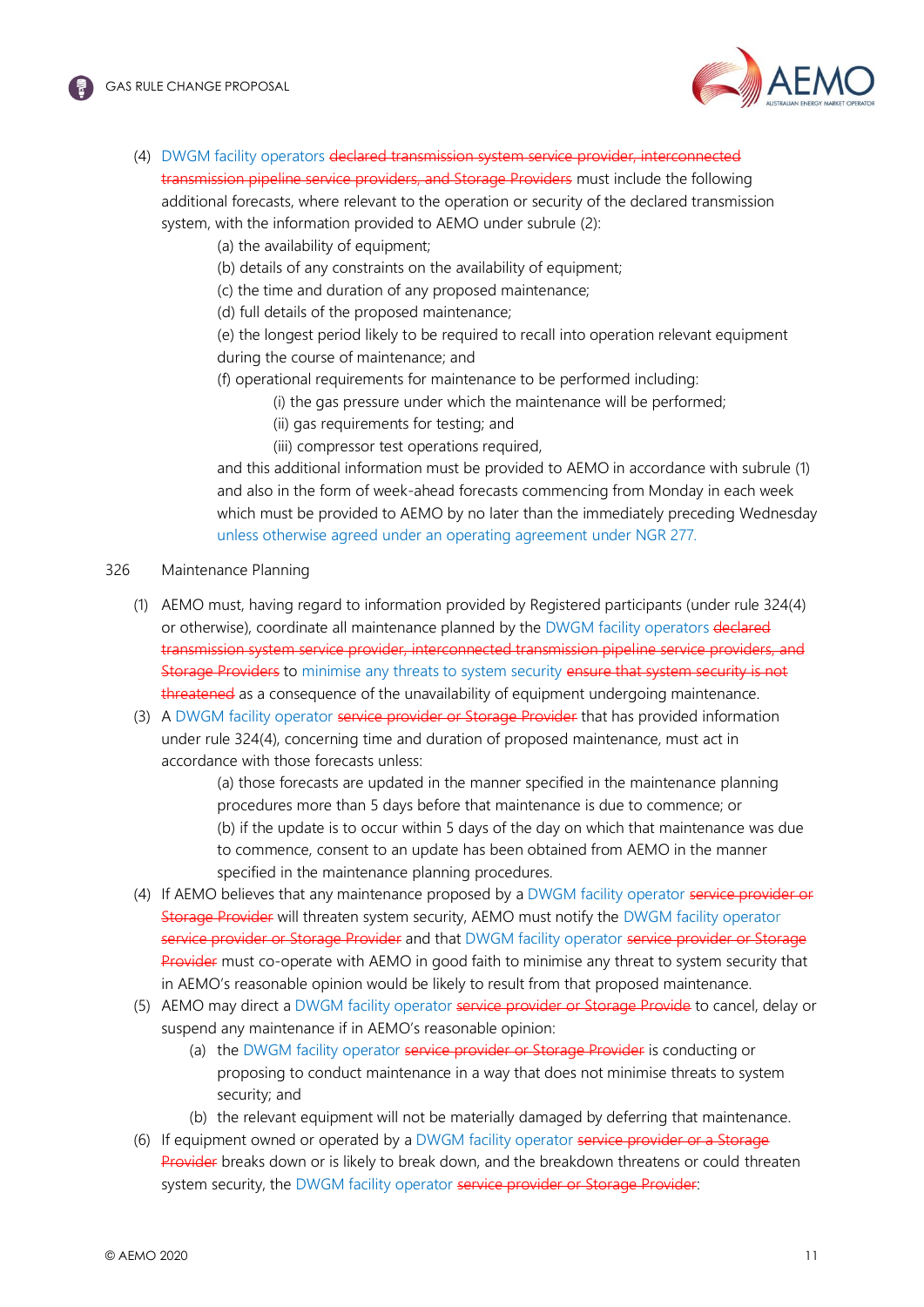(4) DWGM facility operators ~~declared transmission system service provider, interconnected transmission pipeline service providers, and Storage Providers~~ must include the following additional forecasts, where relevant to the operation or security of the declared transmission system, with the information provided to AEMO under subrule (2):

(a) the availability of equipment;

(b) details of any constraints on the availability of equipment;

(c) the time and duration of any proposed maintenance;

(d) full details of the proposed maintenance;

(e) the longest period likely to be required to recall into operation relevant equipment during the course of maintenance; and

(f) operational requirements for maintenance to be performed including:

(i) the gas pressure under which the maintenance will be performed;

(ii) gas requirements for testing; and

(iii) compressor test operations required,

and this additional information must be provided to AEMO in accordance with subrule (1) and also in the form of week-ahead forecasts commencing from Monday in each week which must be provided to AEMO by no later than the immediately preceding Wednesday unless otherwise agreed under an operating agreement under NGR 277.

326 Maintenance Planning

(1) AEMO must, having regard to information provided by Registered participants (under rule 324(4) or otherwise), coordinate all maintenance planned by the DWGM facility operators ~~declared transmission system service provider, interconnected transmission pipeline service providers, and Storage Providers~~ to minimise any threats to system security ~~ensure that system security is not threatened~~ as a consequence of the unavailability of equipment undergoing maintenance.

(3) A DWGM facility operator ~~service provider or Storage Provider~~ that has provided information under rule 324(4), concerning time and duration of proposed maintenance, must act in accordance with those forecasts unless:

(a) those forecasts are updated in the manner specified in the maintenance planning procedures more than 5 days before that maintenance is due to commence; or

(b) if the update is to occur within 5 days of the day on which that maintenance was due to commence, consent to an update has been obtained from AEMO in the manner specified in the maintenance planning procedures.

(4) If AEMO believes that any maintenance proposed by a DWGM facility operator ~~service provider or Storage Provider~~ will threaten system security, AEMO must notify the DWGM facility operator ~~service provider or Storage Provider~~ and that DWGM facility operator ~~service provider or Storage Provider~~ must co-operate with AEMO in good faith to minimise any threat to system security that in AEMO's reasonable opinion would be likely to result from that proposed maintenance.

(5) AEMO may direct a DWGM facility operator ~~service provider or Storage Provide~~ to cancel, delay or suspend any maintenance if in AEMO's reasonable opinion:

(a) the DWGM facility operator ~~service provider or Storage Provider~~ is conducting or proposing to conduct maintenance in a way that does not minimise threats to system security; and

(b) the relevant equipment will not be materially damaged by deferring that maintenance.

(6) If equipment owned or operated by a DWGM facility operator ~~service provider or a Storage Provider~~ breaks down or is likely to break down, and the breakdown threatens or could threaten system security, the DWGM facility operator ~~service provider or Storage Provider~~: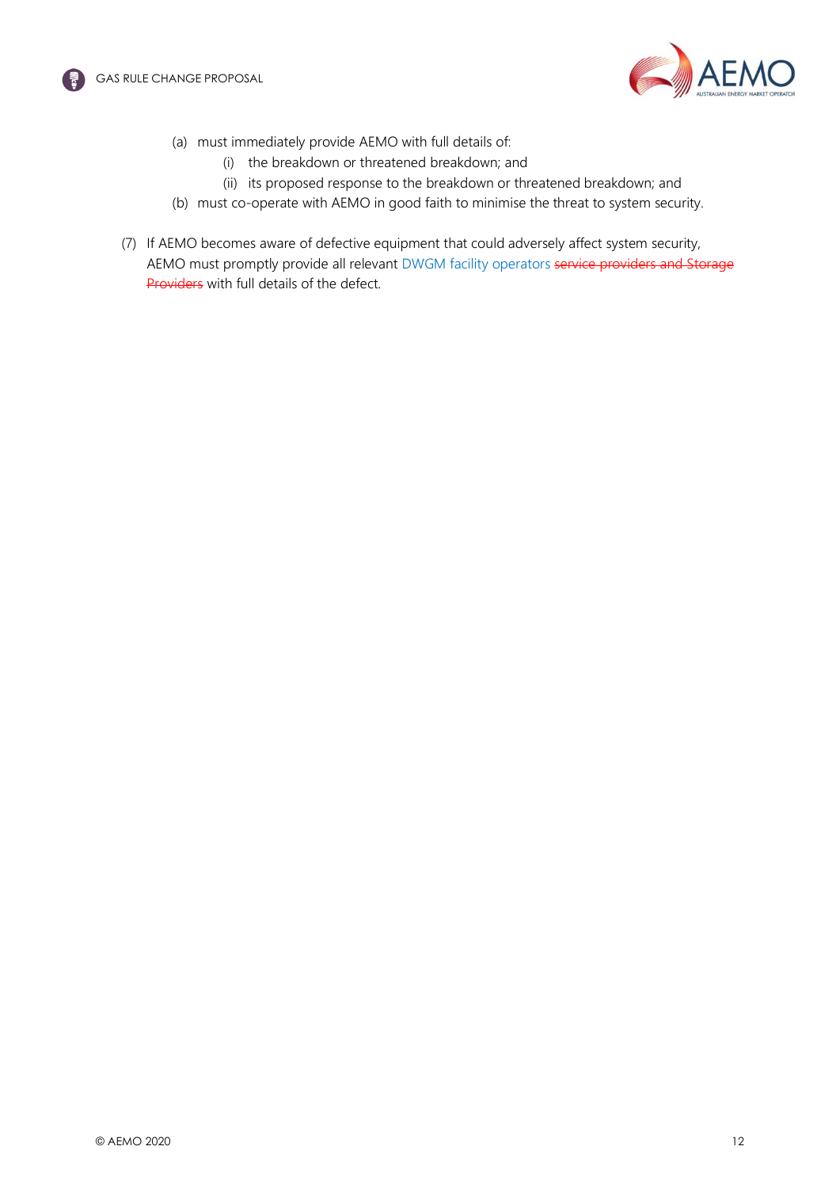(a) must immediately provide AEMO with full details of:

  (i) the breakdown or threatened breakdown; and

  (ii) its proposed response to the breakdown or threatened breakdown; and

(b) must co-operate with AEMO in good faith to minimise the threat to system security.

(7) If AEMO becomes aware of defective equipment that could adversely affect system security, AEMO must promptly provide all relevant DWGM facility operators ~~service providers and Storage Providers~~ with full details of the defect.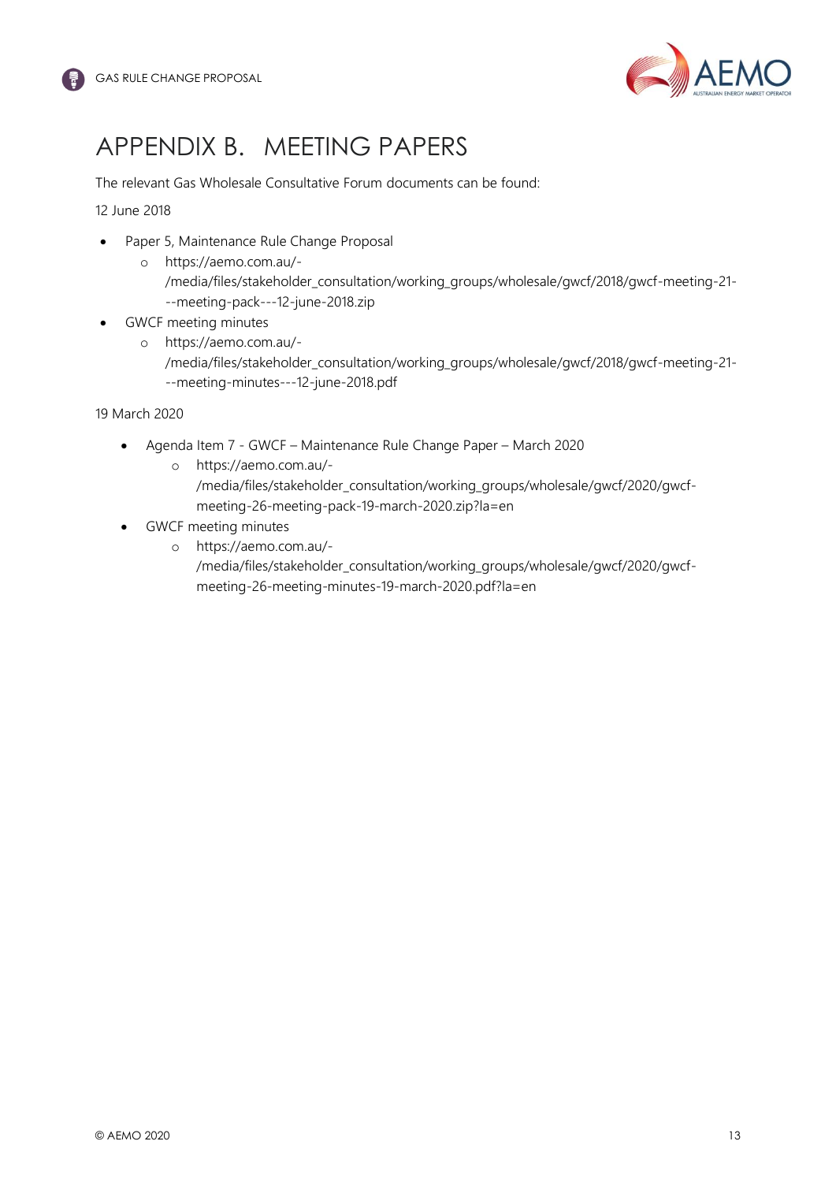# APPENDIX B. MEETING PAPERS

The relevant Gas Wholesale Consultative Forum documents can be found:

12 June 2018

- Paper 5, Maintenance Rule Change Proposal
  - https://aemo.com.au/-/media/files/stakeholder_consultation/working_groups/wholesale/gwcf/2018/gwcf-meeting-21---meeting-pack---12-june-2018.zip
- GWCF meeting minutes
  - https://aemo.com.au/-/media/files/stakeholder_consultation/working_groups/wholesale/gwcf/2018/gwcf-meeting-21---meeting-minutes---12-june-2018.pdf

19 March 2020

- Agenda Item 7 - GWCF – Maintenance Rule Change Paper – March 2020
  - https://aemo.com.au/-/media/files/stakeholder_consultation/working_groups/wholesale/gwcf/2020/gwcf-meeting-26-meeting-pack-19-march-2020.zip?la=en
- GWCF meeting minutes
  - https://aemo.com.au/-/media/files/stakeholder_consultation/working_groups/wholesale/gwcf/2020/gwcf-meeting-26-meeting-minutes-19-march-2020.pdf?la=en